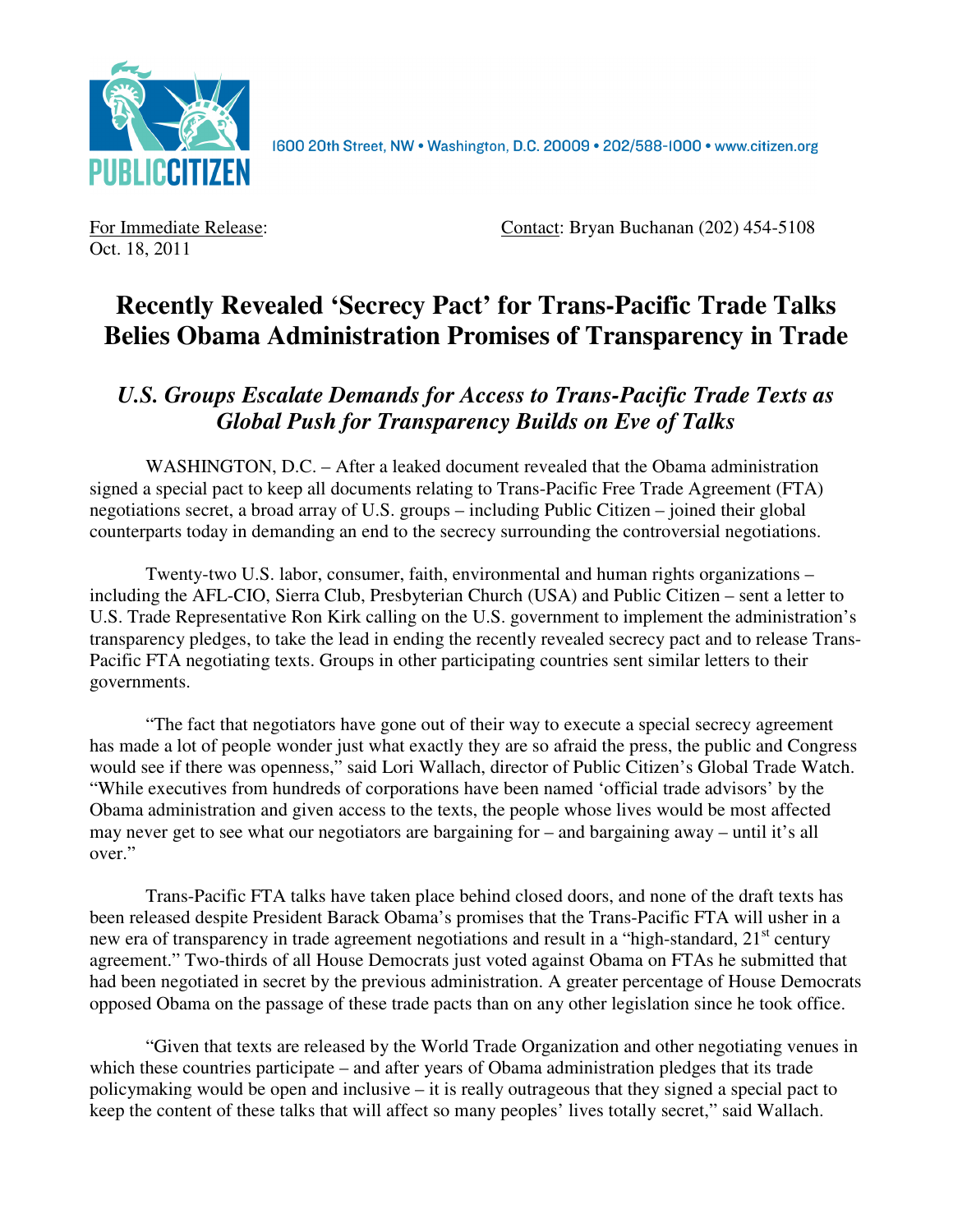PUBLIC CITIZEN

1600 20th Street, NW • Washington, D.C. 20009 • 202/588-1000 • www.citizen.org

For Immediate Release:
Oct. 18, 2011

Contact: Bryan Buchanan (202) 454-5108

# Recently Revealed 'Secrecy Pact' for Trans-Pacific Trade Talks Belies Obama Administration Promises of Transparency in Trade

## *U.S. Groups Escalate Demands for Access to Trans-Pacific Trade Texts as Global Push for Transparency Builds on Eve of Talks*

WASHINGTON, D.C. – After a leaked document revealed that the Obama administration signed a special pact to keep all documents relating to Trans-Pacific Free Trade Agreement (FTA) negotiations secret, a broad array of U.S. groups – including Public Citizen – joined their global counterparts today in demanding an end to the secrecy surrounding the controversial negotiations.

Twenty-two U.S. labor, consumer, faith, environmental and human rights organizations – including the AFL-CIO, Sierra Club, Presbyterian Church (USA) and Public Citizen – sent a letter to U.S. Trade Representative Ron Kirk calling on the U.S. government to implement the administration's transparency pledges, to take the lead in ending the recently revealed secrecy pact and to release Trans-Pacific FTA negotiating texts. Groups in other participating countries sent similar letters to their governments.

"The fact that negotiators have gone out of their way to execute a special secrecy agreement has made a lot of people wonder just what exactly they are so afraid the press, the public and Congress would see if there was openness," said Lori Wallach, director of Public Citizen's Global Trade Watch. "While executives from hundreds of corporations have been named 'official trade advisors' by the Obama administration and given access to the texts, the people whose lives would be most affected may never get to see what our negotiators are bargaining for – and bargaining away – until it's all over."

Trans-Pacific FTA talks have taken place behind closed doors, and none of the draft texts has been released despite President Barack Obama's promises that the Trans-Pacific FTA will usher in a new era of transparency in trade agreement negotiations and result in a "high-standard, 21st century agreement." Two-thirds of all House Democrats just voted against Obama on FTAs he submitted that had been negotiated in secret by the previous administration. A greater percentage of House Democrats opposed Obama on the passage of these trade pacts than on any other legislation since he took office.

"Given that texts are released by the World Trade Organization and other negotiating venues in which these countries participate – and after years of Obama administration pledges that its trade policymaking would be open and inclusive – it is really outrageous that they signed a special pact to keep the content of these talks that will affect so many peoples' lives totally secret," said Wallach.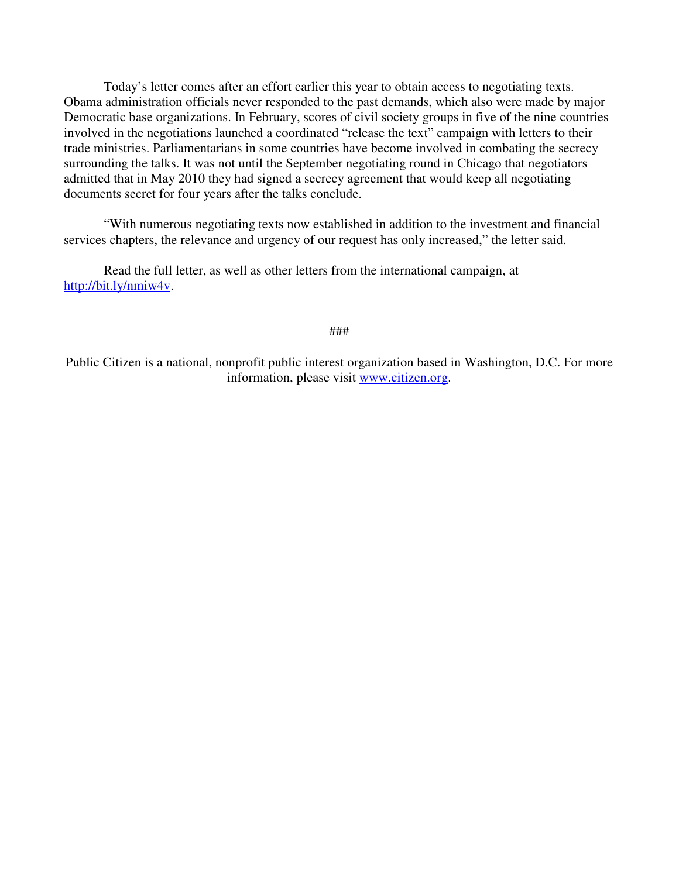Today's letter comes after an effort earlier this year to obtain access to negotiating texts. Obama administration officials never responded to the past demands, which also were made by major Democratic base organizations. In February, scores of civil society groups in five of the nine countries involved in the negotiations launched a coordinated "release the text" campaign with letters to their trade ministries. Parliamentarians in some countries have become involved in combating the secrecy surrounding the talks. It was not until the September negotiating round in Chicago that negotiators admitted that in May 2010 they had signed a secrecy agreement that would keep all negotiating documents secret for four years after the talks conclude.

"With numerous negotiating texts now established in addition to the investment and financial services chapters, the relevance and urgency of our request has only increased," the letter said.

Read the full letter, as well as other letters from the international campaign, at http://bit.ly/nmiw4v.

###

Public Citizen is a national, nonprofit public interest organization based in Washington, D.C. For more information, please visit www.citizen.org.